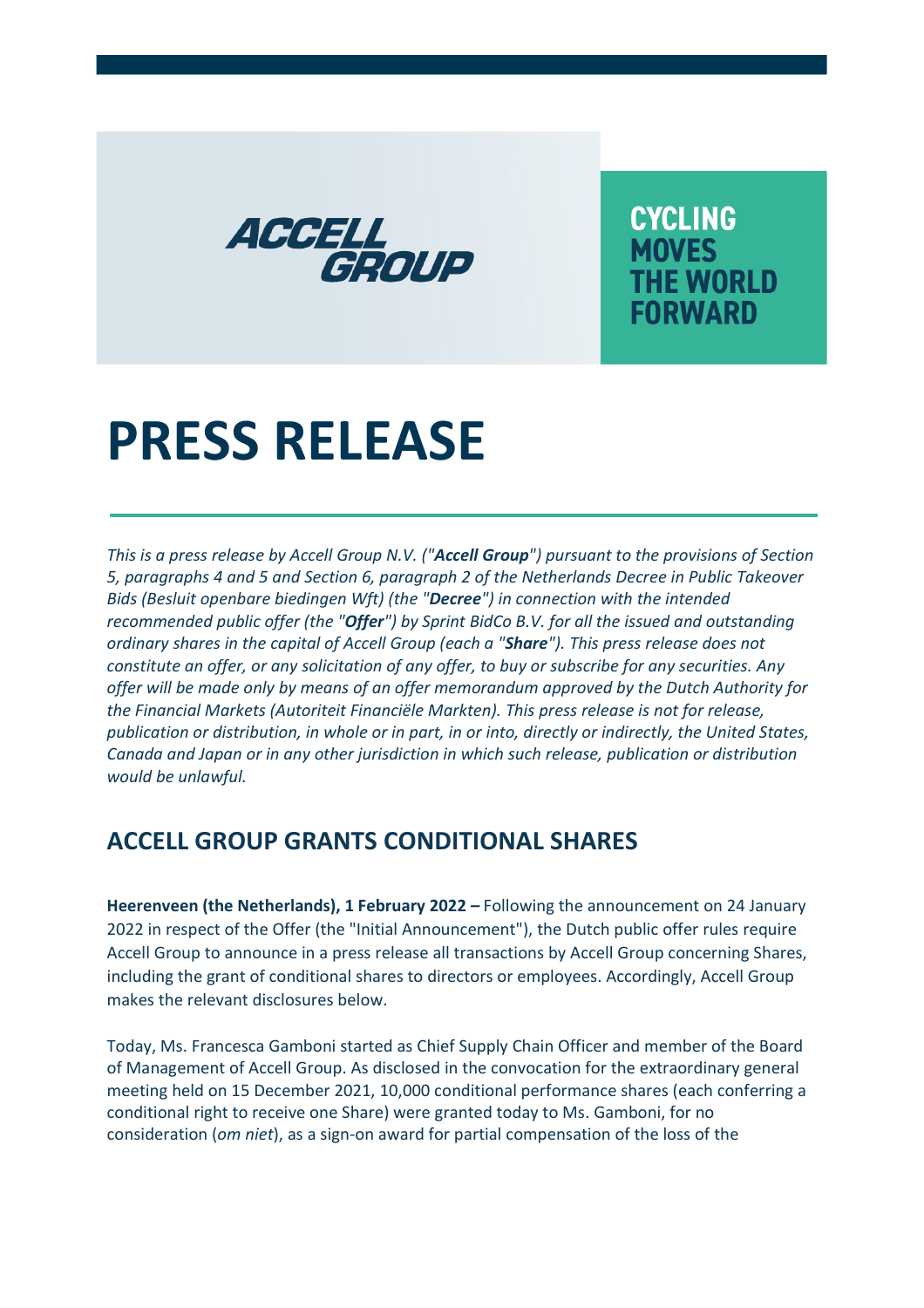ACCELL GROUP

CYCLING MOVES THE WORLD FORWARD

# PRESS RELEASE

*This is a press release by Accell Group N.V. ("**Accell Group**") pursuant to the provisions of Section 5, paragraphs 4 and 5 and Section 6, paragraph 2 of the Netherlands Decree in Public Takeover Bids (Besluit openbare biedingen Wft) (the "**Decree**") in connection with the intended recommended public offer (the "**Offer**") by Sprint BidCo B.V. for all the issued and outstanding ordinary shares in the capital of Accell Group (each a "**Share**"). This press release does not constitute an offer, or any solicitation of any offer, to buy or subscribe for any securities. Any offer will be made only by means of an offer memorandum approved by the Dutch Authority for the Financial Markets (Autoriteit Financiële Markten). This press release is not for release, publication or distribution, in whole or in part, in or into, directly or indirectly, the United States, Canada and Japan or in any other jurisdiction in which such release, publication or distribution would be unlawful.*

## ACCELL GROUP GRANTS CONDITIONAL SHARES

**Heerenveen (the Netherlands), 1 February 2022 –** Following the announcement on 24 January 2022 in respect of the Offer (the "Initial Announcement"), the Dutch public offer rules require Accell Group to announce in a press release all transactions by Accell Group concerning Shares, including the grant of conditional shares to directors or employees. Accordingly, Accell Group makes the relevant disclosures below.

Today, Ms. Francesca Gamboni started as Chief Supply Chain Officer and member of the Board of Management of Accell Group. As disclosed in the convocation for the extraordinary general meeting held on 15 December 2021, 10,000 conditional performance shares (each conferring a conditional right to receive one Share) were granted today to Ms. Gamboni, for no consideration (*om niet*), as a sign-on award for partial compensation of the loss of the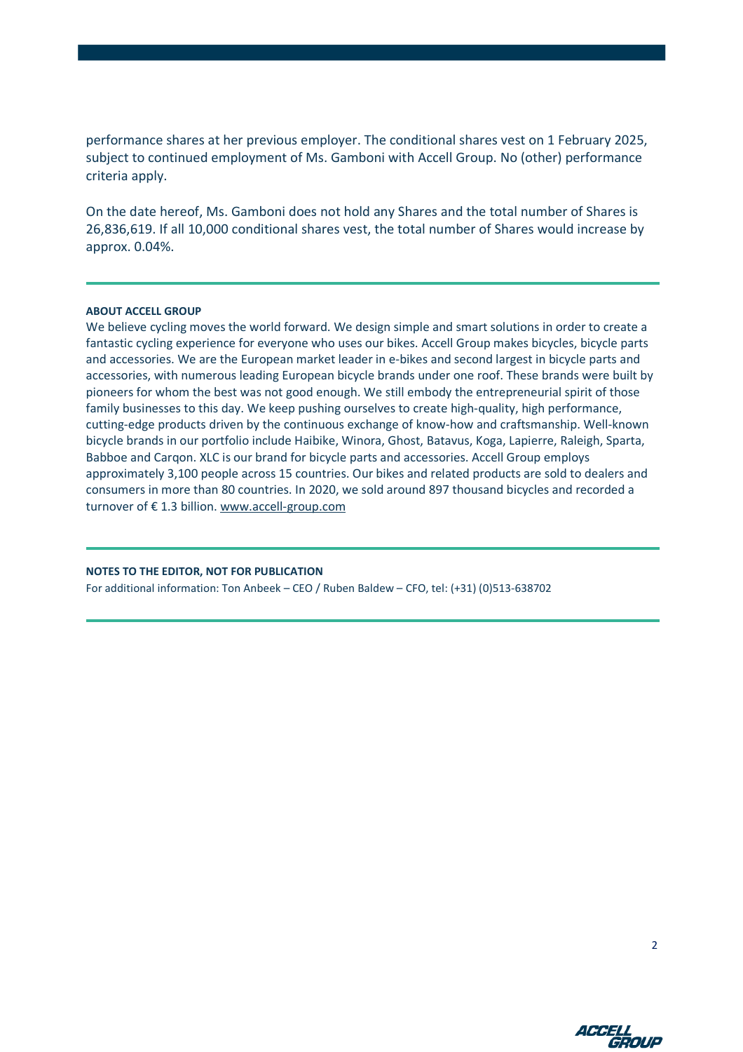performance shares at her previous employer. The conditional shares vest on 1 February 2025, subject to continued employment of Ms. Gamboni with Accell Group. No (other) performance criteria apply.

On the date hereof, Ms. Gamboni does not hold any Shares and the total number of Shares is 26,836,619. If all 10,000 conditional shares vest, the total number of Shares would increase by approx. 0.04%.

**ABOUT ACCELL GROUP**

We believe cycling moves the world forward. We design simple and smart solutions in order to create a fantastic cycling experience for everyone who uses our bikes. Accell Group makes bicycles, bicycle parts and accessories. We are the European market leader in e-bikes and second largest in bicycle parts and accessories, with numerous leading European bicycle brands under one roof. These brands were built by pioneers for whom the best was not good enough. We still embody the entrepreneurial spirit of those family businesses to this day. We keep pushing ourselves to create high-quality, high performance, cutting-edge products driven by the continuous exchange of know-how and craftsmanship. Well-known bicycle brands in our portfolio include Haibike, Winora, Ghost, Batavus, Koga, Lapierre, Raleigh, Sparta, Babboe and Carqon. XLC is our brand for bicycle parts and accessories. Accell Group employs approximately 3,100 people across 15 countries. Our bikes and related products are sold to dealers and consumers in more than 80 countries. In 2020, we sold around 897 thousand bicycles and recorded a turnover of € 1.3 billion. www.accell-group.com

**NOTES TO THE EDITOR, NOT FOR PUBLICATION**

For additional information: Ton Anbeek – CEO / Ruben Baldew – CFO, tel: (+31) (0)513-638702